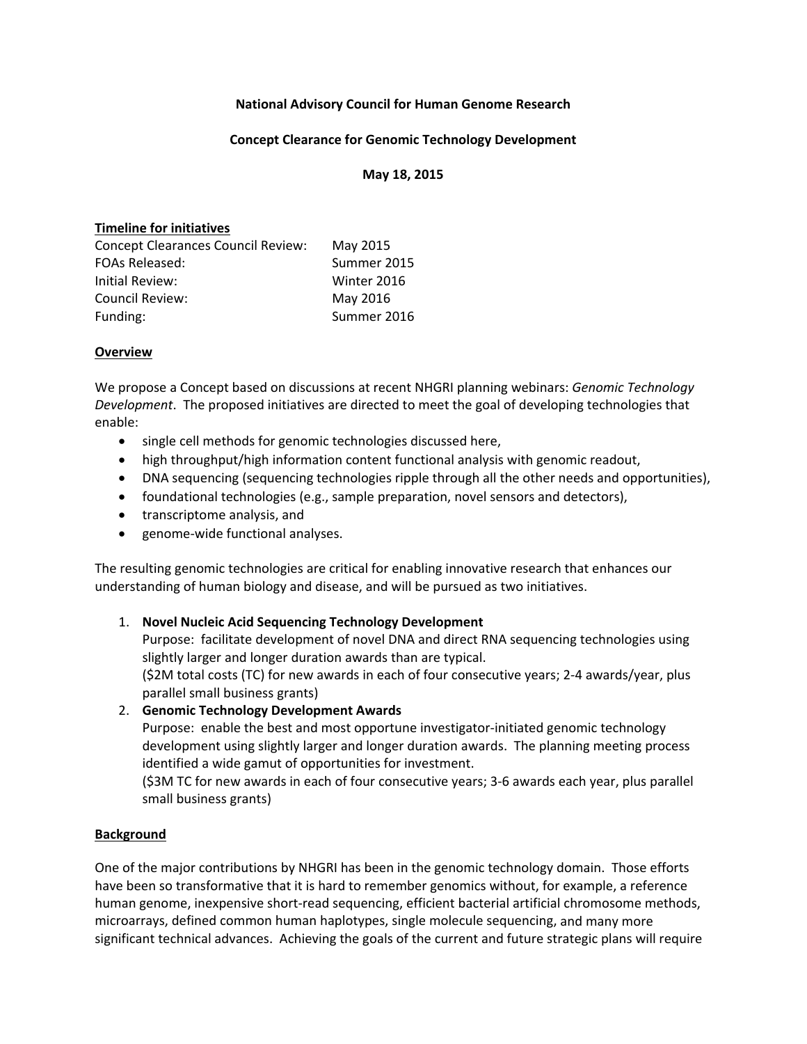**National Advisory Council for Human Genome Research**

**Concept Clearance for Genomic Technology Development**

**May 18, 2015**

**Timeline for initiatives**

| | |
|---|---|
| Concept Clearances Council Review: | May 2015 |
| FOAs Released: | Summer 2015 |
| Initial Review: | Winter 2016 |
| Council Review: | May 2016 |
| Funding: | Summer 2016 |

**Overview**

We propose a Concept based on discussions at recent NHGRI planning webinars: *Genomic Technology Development*. The proposed initiatives are directed to meet the goal of developing technologies that enable:

- single cell methods for genomic technologies discussed here,
- high throughput/high information content functional analysis with genomic readout,
- DNA sequencing (sequencing technologies ripple through all the other needs and opportunities),
- foundational technologies (e.g., sample preparation, novel sensors and detectors),
- transcriptome analysis, and
- genome-wide functional analyses.

The resulting genomic technologies are critical for enabling innovative research that enhances our understanding of human biology and disease, and will be pursued as two initiatives.

1. **Novel Nucleic Acid Sequencing Technology Development**
   Purpose: facilitate development of novel DNA and direct RNA sequencing technologies using slightly larger and longer duration awards than are typical.
   ($2M total costs (TC) for new awards in each of four consecutive years; 2-4 awards/year, plus parallel small business grants)
2. **Genomic Technology Development Awards**
   Purpose: enable the best and most opportune investigator-initiated genomic technology development using slightly larger and longer duration awards. The planning meeting process identified a wide gamut of opportunities for investment.
   ($3M TC for new awards in each of four consecutive years; 3-6 awards each year, plus parallel small business grants)

**Background**

One of the major contributions by NHGRI has been in the genomic technology domain. Those efforts have been so transformative that it is hard to remember genomics without, for example, a reference human genome, inexpensive short-read sequencing, efficient bacterial artificial chromosome methods, microarrays, defined common human haplotypes, single molecule sequencing, and many more significant technical advances. Achieving the goals of the current and future strategic plans will require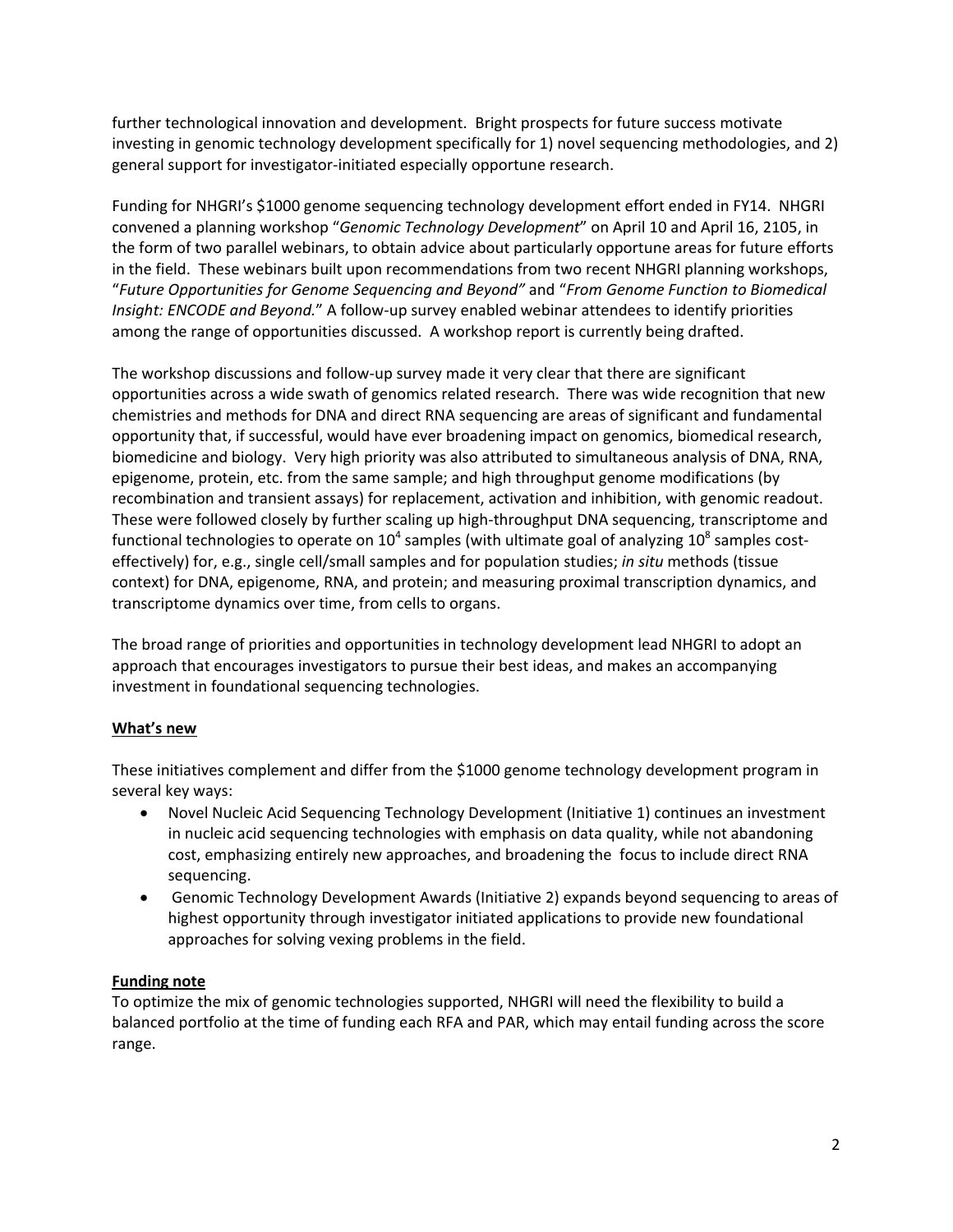further technological innovation and development. Bright prospects for future success motivate investing in genomic technology development specifically for 1) novel sequencing methodologies, and 2) general support for investigator-initiated especially opportune research.

Funding for NHGRI's $1000 genome sequencing technology development effort ended in FY14. NHGRI convened a planning workshop "*Genomic Technology Development*" on April 10 and April 16, 2105, in the form of two parallel webinars, to obtain advice about particularly opportune areas for future efforts in the field. These webinars built upon recommendations from two recent NHGRI planning workshops, "*Future Opportunities for Genome Sequencing and Beyond"* and "*From Genome Function to Biomedical Insight: ENCODE and Beyond.*" A follow-up survey enabled webinar attendees to identify priorities among the range of opportunities discussed. A workshop report is currently being drafted.

The workshop discussions and follow-up survey made it very clear that there are significant opportunities across a wide swath of genomics related research. There was wide recognition that new chemistries and methods for DNA and direct RNA sequencing are areas of significant and fundamental opportunity that, if successful, would have ever broadening impact on genomics, biomedical research, biomedicine and biology. Very high priority was also attributed to simultaneous analysis of DNA, RNA, epigenome, protein, etc. from the same sample; and high throughput genome modifications (by recombination and transient assays) for replacement, activation and inhibition, with genomic readout. These were followed closely by further scaling up high-throughput DNA sequencing, transcriptome and functional technologies to operate on $10^4$ samples (with ultimate goal of analyzing $10^8$ samples cost-effectively) for, e.g., single cell/small samples and for population studies; *in situ* methods (tissue context) for DNA, epigenome, RNA, and protein; and measuring proximal transcription dynamics, and transcriptome dynamics over time, from cells to organs.

The broad range of priorities and opportunities in technology development lead NHGRI to adopt an approach that encourages investigators to pursue their best ideas, and makes an accompanying investment in foundational sequencing technologies.

**What's new**

These initiatives complement and differ from the $1000 genome technology development program in several key ways:

- Novel Nucleic Acid Sequencing Technology Development (Initiative 1) continues an investment in nucleic acid sequencing technologies with emphasis on data quality, while not abandoning cost, emphasizing entirely new approaches, and broadening the focus to include direct RNA sequencing.
- Genomic Technology Development Awards (Initiative 2) expands beyond sequencing to areas of highest opportunity through investigator initiated applications to provide new foundational approaches for solving vexing problems in the field.

**Funding note**

To optimize the mix of genomic technologies supported, NHGRI will need the flexibility to build a balanced portfolio at the time of funding each RFA and PAR, which may entail funding across the score range.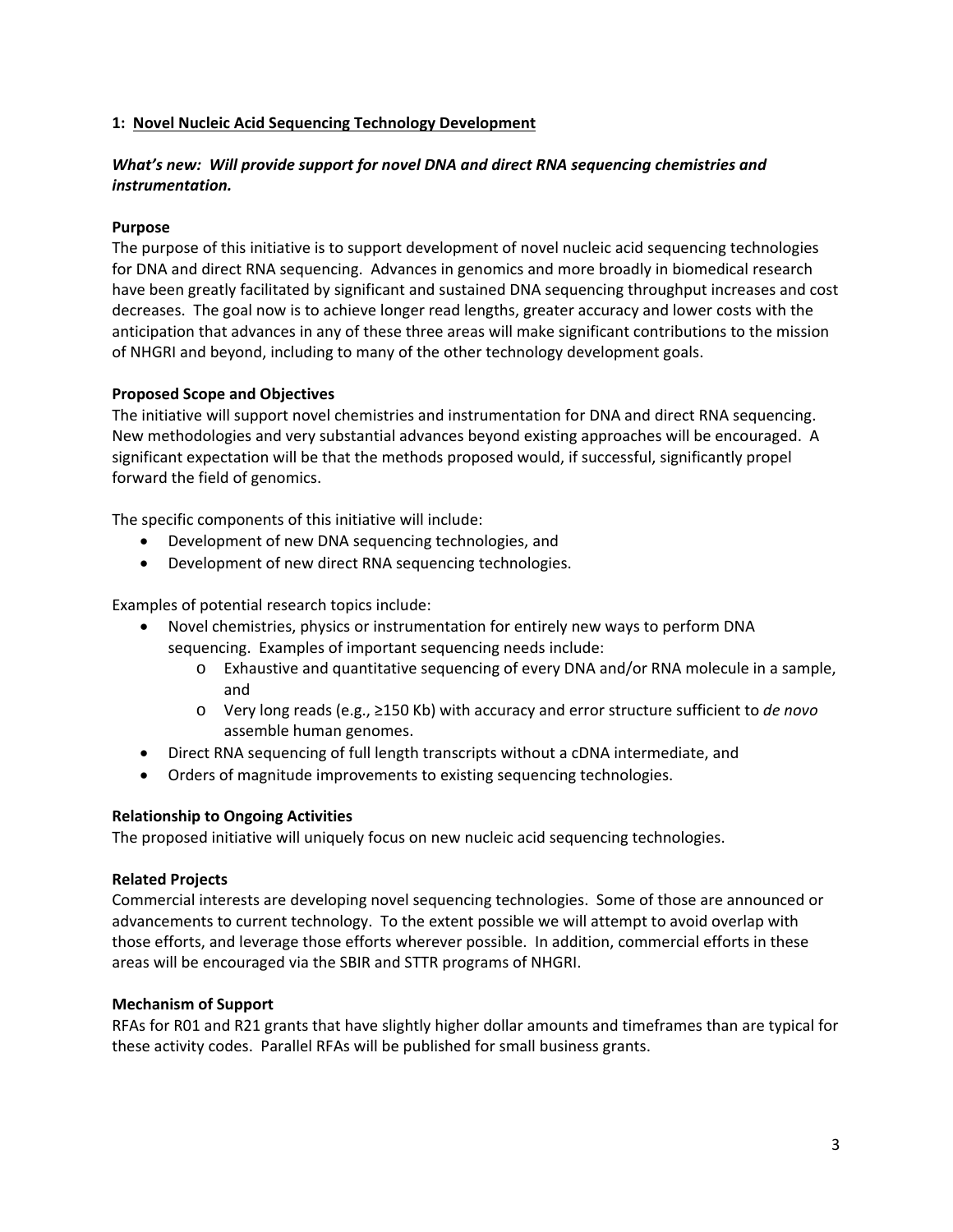## 1: Novel Nucleic Acid Sequencing Technology Development

***What's new: Will provide support for novel DNA and direct RNA sequencing chemistries and instrumentation.***

**Purpose**

The purpose of this initiative is to support development of novel nucleic acid sequencing technologies for DNA and direct RNA sequencing. Advances in genomics and more broadly in biomedical research have been greatly facilitated by significant and sustained DNA sequencing throughput increases and cost decreases. The goal now is to achieve longer read lengths, greater accuracy and lower costs with the anticipation that advances in any of these three areas will make significant contributions to the mission of NHGRI and beyond, including to many of the other technology development goals.

**Proposed Scope and Objectives**

The initiative will support novel chemistries and instrumentation for DNA and direct RNA sequencing. New methodologies and very substantial advances beyond existing approaches will be encouraged. A significant expectation will be that the methods proposed would, if successful, significantly propel forward the field of genomics.

The specific components of this initiative will include:

- Development of new DNA sequencing technologies, and
- Development of new direct RNA sequencing technologies.

Examples of potential research topics include:

- Novel chemistries, physics or instrumentation for entirely new ways to perform DNA sequencing. Examples of important sequencing needs include:
  - Exhaustive and quantitative sequencing of every DNA and/or RNA molecule in a sample, and
  - Very long reads (e.g., ≥150 Kb) with accuracy and error structure sufficient to *de novo* assemble human genomes.
- Direct RNA sequencing of full length transcripts without a cDNA intermediate, and
- Orders of magnitude improvements to existing sequencing technologies.

**Relationship to Ongoing Activities**

The proposed initiative will uniquely focus on new nucleic acid sequencing technologies.

**Related Projects**

Commercial interests are developing novel sequencing technologies. Some of those are announced or advancements to current technology. To the extent possible we will attempt to avoid overlap with those efforts, and leverage those efforts wherever possible. In addition, commercial efforts in these areas will be encouraged via the SBIR and STTR programs of NHGRI.

**Mechanism of Support**

RFAs for R01 and R21 grants that have slightly higher dollar amounts and timeframes than are typical for these activity codes. Parallel RFAs will be published for small business grants.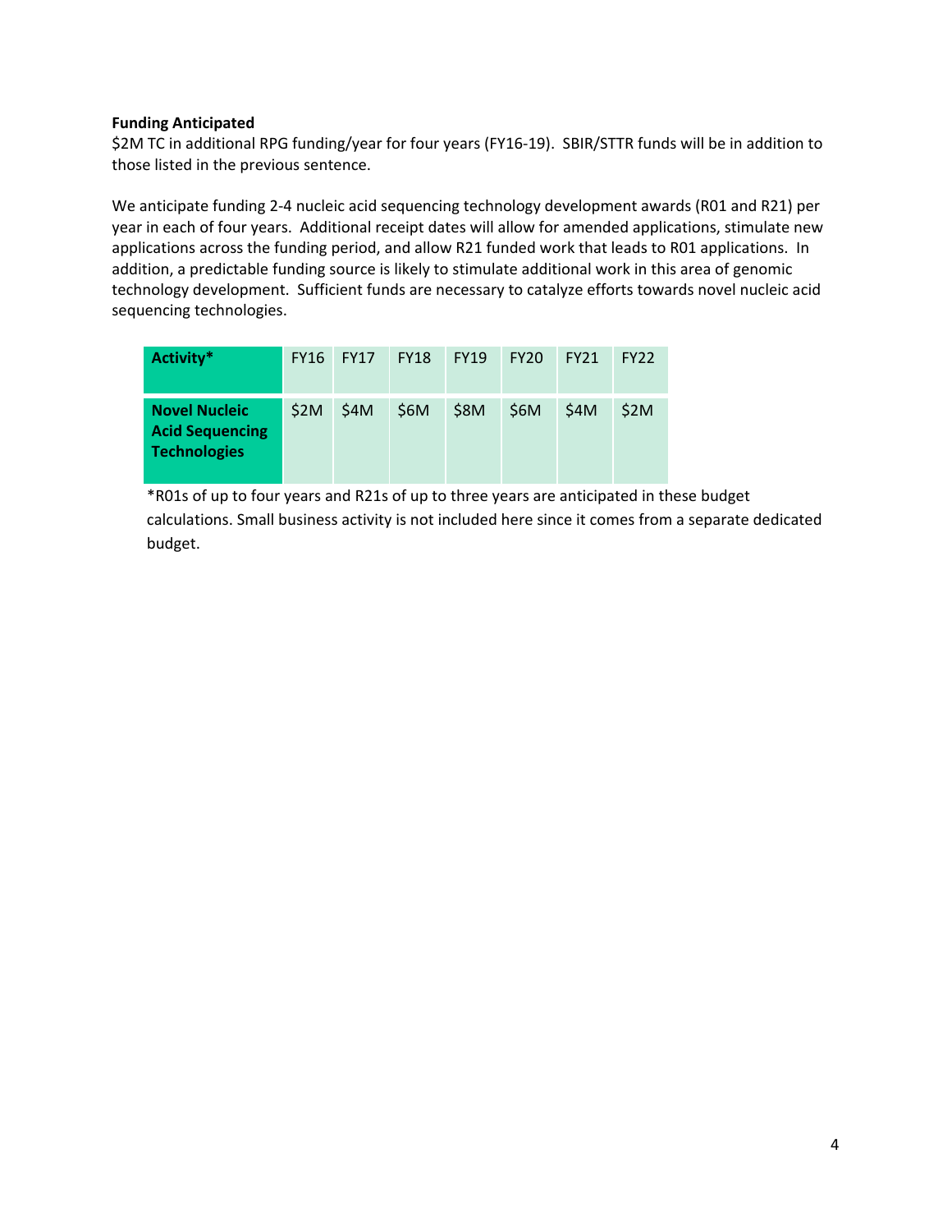**Funding Anticipated**

$2M TC in additional RPG funding/year for four years (FY16-19). SBIR/STTR funds will be in addition to those listed in the previous sentence.

We anticipate funding 2-4 nucleic acid sequencing technology development awards (R01 and R21) per year in each of four years. Additional receipt dates will allow for amended applications, stimulate new applications across the funding period, and allow R21 funded work that leads to R01 applications. In addition, a predictable funding source is likely to stimulate additional work in this area of genomic technology development. Sufficient funds are necessary to catalyze efforts towards novel nucleic acid sequencing technologies.

| Activity* | FY16 | FY17 | FY18 | FY19 | FY20 | FY21 | FY22 |
|---|---|---|---|---|---|---|---|
| **Novel Nucleic Acid Sequencing Technologies** | $2M | $4M | $6M | $8M | $6M | $4M | $2M |

*R01s of up to four years and R21s of up to three years are anticipated in these budget calculations. Small business activity is not included here since it comes from a separate dedicated budget.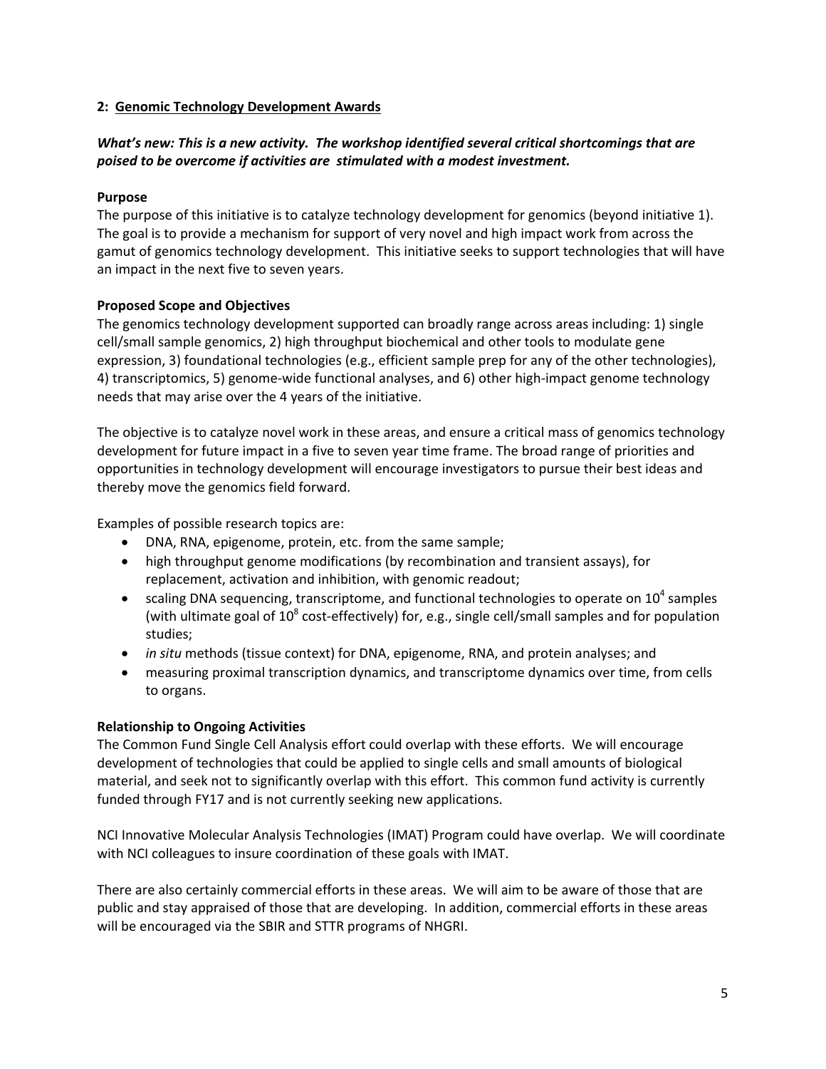## 2: Genomic Technology Development Awards

***What's new: This is a new activity. The workshop identified several critical shortcomings that are poised to be overcome if activities are stimulated with a modest investment.***

**Purpose**

The purpose of this initiative is to catalyze technology development for genomics (beyond initiative 1). The goal is to provide a mechanism for support of very novel and high impact work from across the gamut of genomics technology development. This initiative seeks to support technologies that will have an impact in the next five to seven years.

**Proposed Scope and Objectives**

The genomics technology development supported can broadly range across areas including: 1) single cell/small sample genomics, 2) high throughput biochemical and other tools to modulate gene expression, 3) foundational technologies (e.g., efficient sample prep for any of the other technologies), 4) transcriptomics, 5) genome-wide functional analyses, and 6) other high-impact genome technology needs that may arise over the 4 years of the initiative.

The objective is to catalyze novel work in these areas, and ensure a critical mass of genomics technology development for future impact in a five to seven year time frame. The broad range of priorities and opportunities in technology development will encourage investigators to pursue their best ideas and thereby move the genomics field forward.

Examples of possible research topics are:

- DNA, RNA, epigenome, protein, etc. from the same sample;
- high throughput genome modifications (by recombination and transient assays), for replacement, activation and inhibition, with genomic readout;
- scaling DNA sequencing, transcriptome, and functional technologies to operate on $10^4$ samples (with ultimate goal of $10^8$ cost-effectively) for, e.g., single cell/small samples and for population studies;
- *in situ* methods (tissue context) for DNA, epigenome, RNA, and protein analyses; and
- measuring proximal transcription dynamics, and transcriptome dynamics over time, from cells to organs.

**Relationship to Ongoing Activities**

The Common Fund Single Cell Analysis effort could overlap with these efforts. We will encourage development of technologies that could be applied to single cells and small amounts of biological material, and seek not to significantly overlap with this effort. This common fund activity is currently funded through FY17 and is not currently seeking new applications.

NCI Innovative Molecular Analysis Technologies (IMAT) Program could have overlap. We will coordinate with NCI colleagues to insure coordination of these goals with IMAT.

There are also certainly commercial efforts in these areas. We will aim to be aware of those that are public and stay appraised of those that are developing. In addition, commercial efforts in these areas will be encouraged via the SBIR and STTR programs of NHGRI.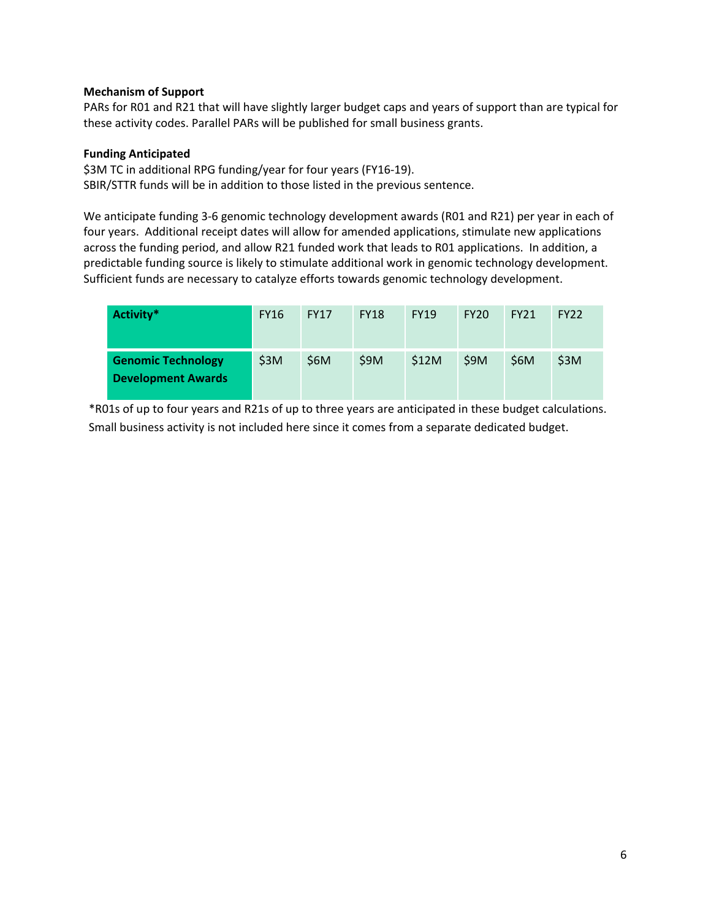**Mechanism of Support**

PARs for R01 and R21 that will have slightly larger budget caps and years of support than are typical for these activity codes. Parallel PARs will be published for small business grants.

**Funding Anticipated**

$3M TC in additional RPG funding/year for four years (FY16-19).
SBIR/STTR funds will be in addition to those listed in the previous sentence.

We anticipate funding 3-6 genomic technology development awards (R01 and R21) per year in each of four years. Additional receipt dates will allow for amended applications, stimulate new applications across the funding period, and allow R21 funded work that leads to R01 applications. In addition, a predictable funding source is likely to stimulate additional work in genomic technology development. Sufficient funds are necessary to catalyze efforts towards genomic technology development.

| Activity* | FY16 | FY17 | FY18 | FY19 | FY20 | FY21 | FY22 |
|---|---|---|---|---|---|---|---|
| **Genomic Technology Development Awards** | $3M | $6M | $9M | $12M | $9M | $6M | $3M |

*R01s of up to four years and R21s of up to three years are anticipated in these budget calculations. Small business activity is not included here since it comes from a separate dedicated budget.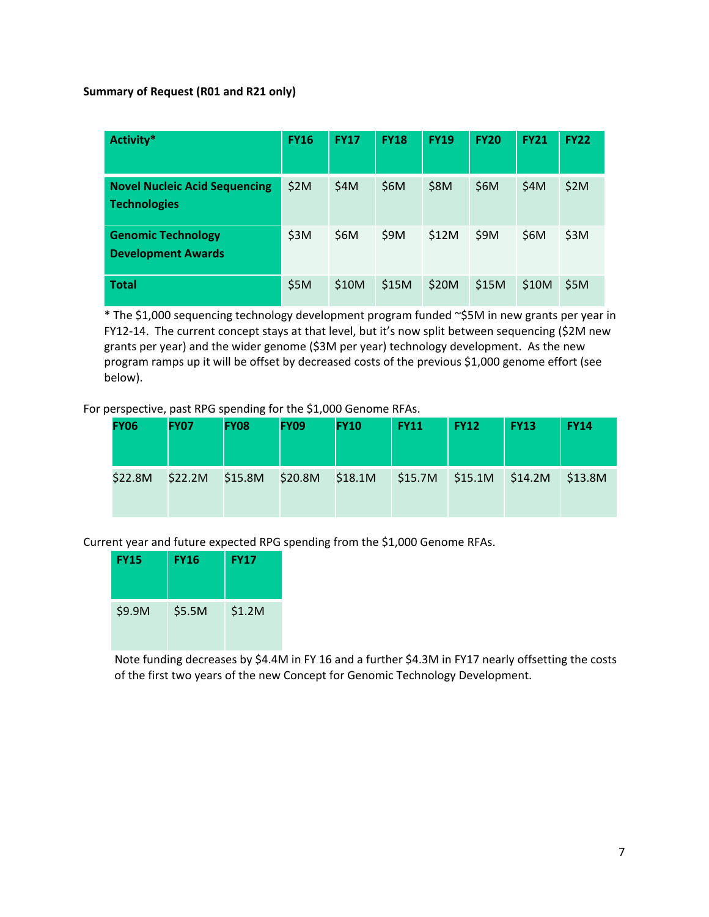**Summary of Request (R01 and R21 only)**

| Activity* | FY16 | FY17 | FY18 | FY19 | FY20 | FY21 | FY22 |
|---|---|---|---|---|---|---|---|
| **Novel Nucleic Acid Sequencing Technologies** | $2M | $4M | $6M | $8M | $6M | $4M | $2M |
| **Genomic Technology Development Awards** | $3M | $6M | $9M | $12M | $9M | $6M | $3M |
| **Total** | $5M | $10M | $15M | $20M | $15M | $10M | $5M |

* The $1,000 sequencing technology development program funded ~$5M in new grants per year in FY12-14. The current concept stays at that level, but it's now split between sequencing ($2M new grants per year) and the wider genome ($3M per year) technology development. As the new program ramps up it will be offset by decreased costs of the previous $1,000 genome effort (see below).

For perspective, past RPG spending for the $1,000 Genome RFAs.

| FY06 | FY07 | FY08 | FY09 | FY10 | FY11 | FY12 | FY13 | FY14 |
|---|---|---|---|---|---|---|---|---|
| $22.8M | $22.2M | $15.8M | $20.8M | $18.1M | $15.7M | $15.1M | $14.2M | $13.8M |

Current year and future expected RPG spending from the $1,000 Genome RFAs.

| FY15 | FY16 | FY17 |
|---|---|---|
| $9.9M | $5.5M | $1.2M |

Note funding decreases by $4.4M in FY 16 and a further $4.3M in FY17 nearly offsetting the costs of the first two years of the new Concept for Genomic Technology Development.